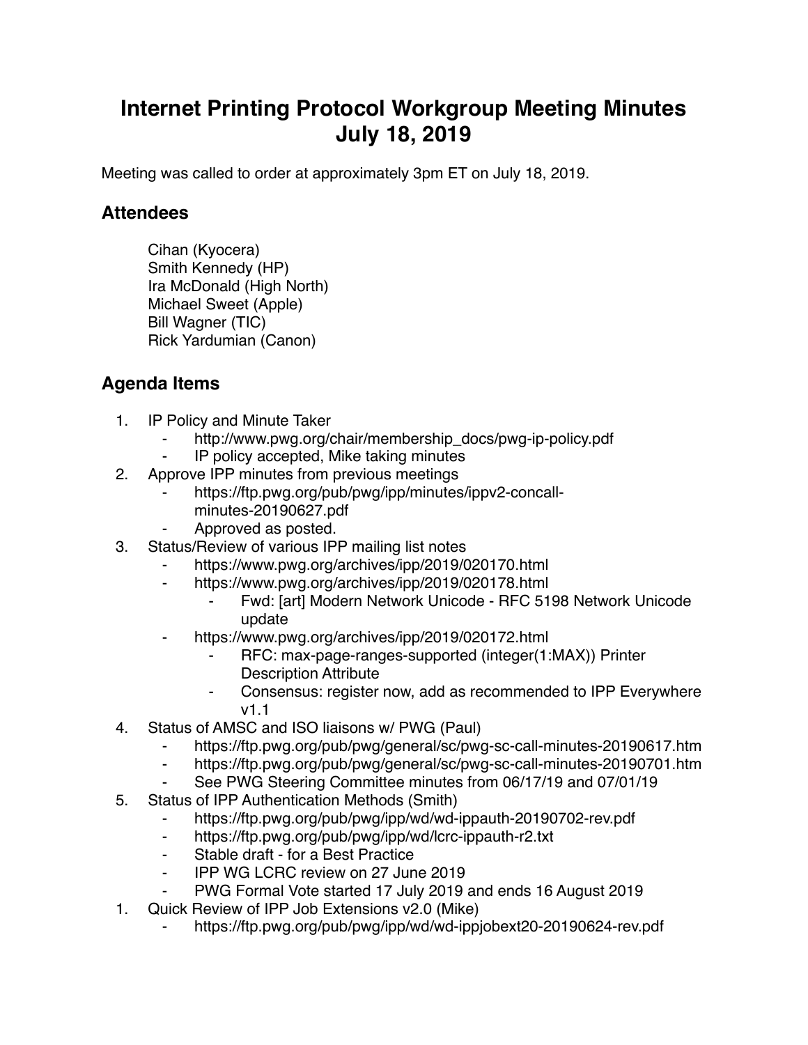# Internet Printing Protocol Workgroup Meeting Minutes July 18, 2019

Meeting was called to order at approximately 3pm ET on July 18, 2019.

## Attendees

Cihan (Kyocera)
Smith Kennedy (HP)
Ira McDonald (High North)
Michael Sweet (Apple)
Bill Wagner (TIC)
Rick Yardumian (Canon)

## Agenda Items

1. IP Policy and Minute Taker
    - http://www.pwg.org/chair/membership_docs/pwg-ip-policy.pdf
    - IP policy accepted, Mike taking minutes
2. Approve IPP minutes from previous meetings
    - https://ftp.pwg.org/pub/pwg/ipp/minutes/ippv2-concall-minutes-20190627.pdf
    - Approved as posted.
3. Status/Review of various IPP mailing list notes
    - https://www.pwg.org/archives/ipp/2019/020170.html
    - https://www.pwg.org/archives/ipp/2019/020178.html
        - Fwd: [art] Modern Network Unicode - RFC 5198 Network Unicode update
    - https://www.pwg.org/archives/ipp/2019/020172.html
        - RFC: max-page-ranges-supported (integer(1:MAX)) Printer Description Attribute
        - Consensus: register now, add as recommended to IPP Everywhere v1.1
4. Status of AMSC and ISO liaisons w/ PWG (Paul)
    - https://ftp.pwg.org/pub/pwg/general/sc/pwg-sc-call-minutes-20190617.htm
    - https://ftp.pwg.org/pub/pwg/general/sc/pwg-sc-call-minutes-20190701.htm
    - See PWG Steering Committee minutes from 06/17/19 and 07/01/19
5. Status of IPP Authentication Methods (Smith)
    - https://ftp.pwg.org/pub/pwg/ipp/wd/wd-ippauth-20190702-rev.pdf
    - https://ftp.pwg.org/pub/pwg/ipp/wd/lcrc-ippauth-r2.txt
    - Stable draft - for a Best Practice
    - IPP WG LCRC review on 27 June 2019
    - PWG Formal Vote started 17 July 2019 and ends 16 August 2019
1. Quick Review of IPP Job Extensions v2.0 (Mike)
    - https://ftp.pwg.org/pub/pwg/ipp/wd/wd-ippjobext20-20190624-rev.pdf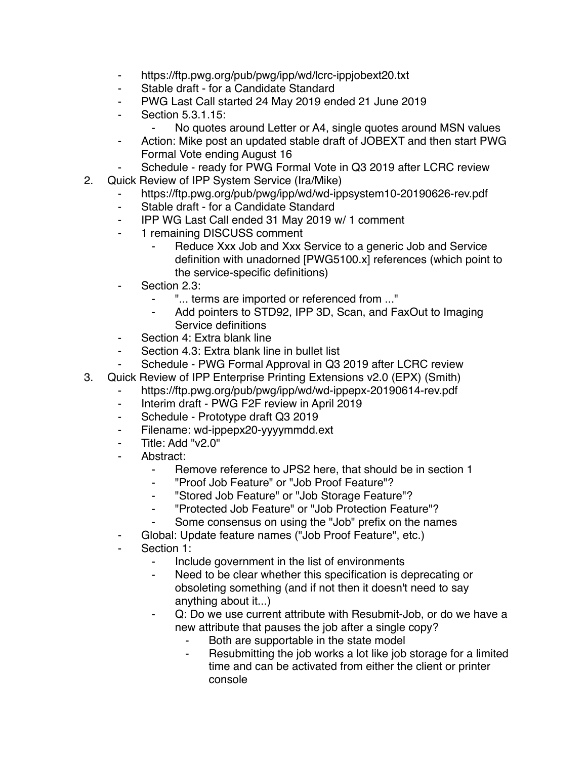- https://ftp.pwg.org/pub/pwg/ipp/wd/lcrc-ippjobext20.txt
- Stable draft - for a Candidate Standard
- PWG Last Call started 24 May 2019 ended 21 June 2019
- Section 5.3.1.15:
    - No quotes around Letter or A4, single quotes around MSN values
- Action: Mike post an updated stable draft of JOBEXT and then start PWG Formal Vote ending August 16
- Schedule - ready for PWG Formal Vote in Q3 2019 after LCRC review

2. Quick Review of IPP System Service (Ira/Mike)
    - https://ftp.pwg.org/pub/pwg/ipp/wd/wd-ippsystem10-20190626-rev.pdf
    - Stable draft - for a Candidate Standard
    - IPP WG Last Call ended 31 May 2019 w/ 1 comment
    - 1 remaining DISCUSS comment
        - Reduce Xxx Job and Xxx Service to a generic Job and Service definition with unadorned [PWG5100.x] references (which point to the service-specific definitions)
    - Section 2.3:
        - "... terms are imported or referenced from ..."
        - Add pointers to STD92, IPP 3D, Scan, and FaxOut to Imaging Service definitions
    - Section 4: Extra blank line
    - Section 4.3: Extra blank line in bullet list
    - Schedule - PWG Formal Approval in Q3 2019 after LCRC review
3. Quick Review of IPP Enterprise Printing Extensions v2.0 (EPX) (Smith)
    - https://ftp.pwg.org/pub/pwg/ipp/wd/wd-ippepx-20190614-rev.pdf
    - Interim draft - PWG F2F review in April 2019
    - Schedule - Prototype draft Q3 2019
    - Filename: wd-ippepx20-yyyymmdd.ext
    - Title: Add "v2.0"
    - Abstract:
        - Remove reference to JPS2 here, that should be in section 1
        - "Proof Job Feature" or "Job Proof Feature"?
        - "Stored Job Feature" or "Job Storage Feature"?
        - "Protected Job Feature" or "Job Protection Feature"?
        - Some consensus on using the "Job" prefix on the names
    - Global: Update feature names ("Job Proof Feature", etc.)
    - Section 1:
        - Include government in the list of environments
        - Need to be clear whether this specification is deprecating or obsoleting something (and if not then it doesn't need to say anything about it...)
        - Q: Do we use current attribute with Resubmit-Job, or do we have a new attribute that pauses the job after a single copy?
            - Both are supportable in the state model
            - Resubmitting the job works a lot like job storage for a limited time and can be activated from either the client or printer console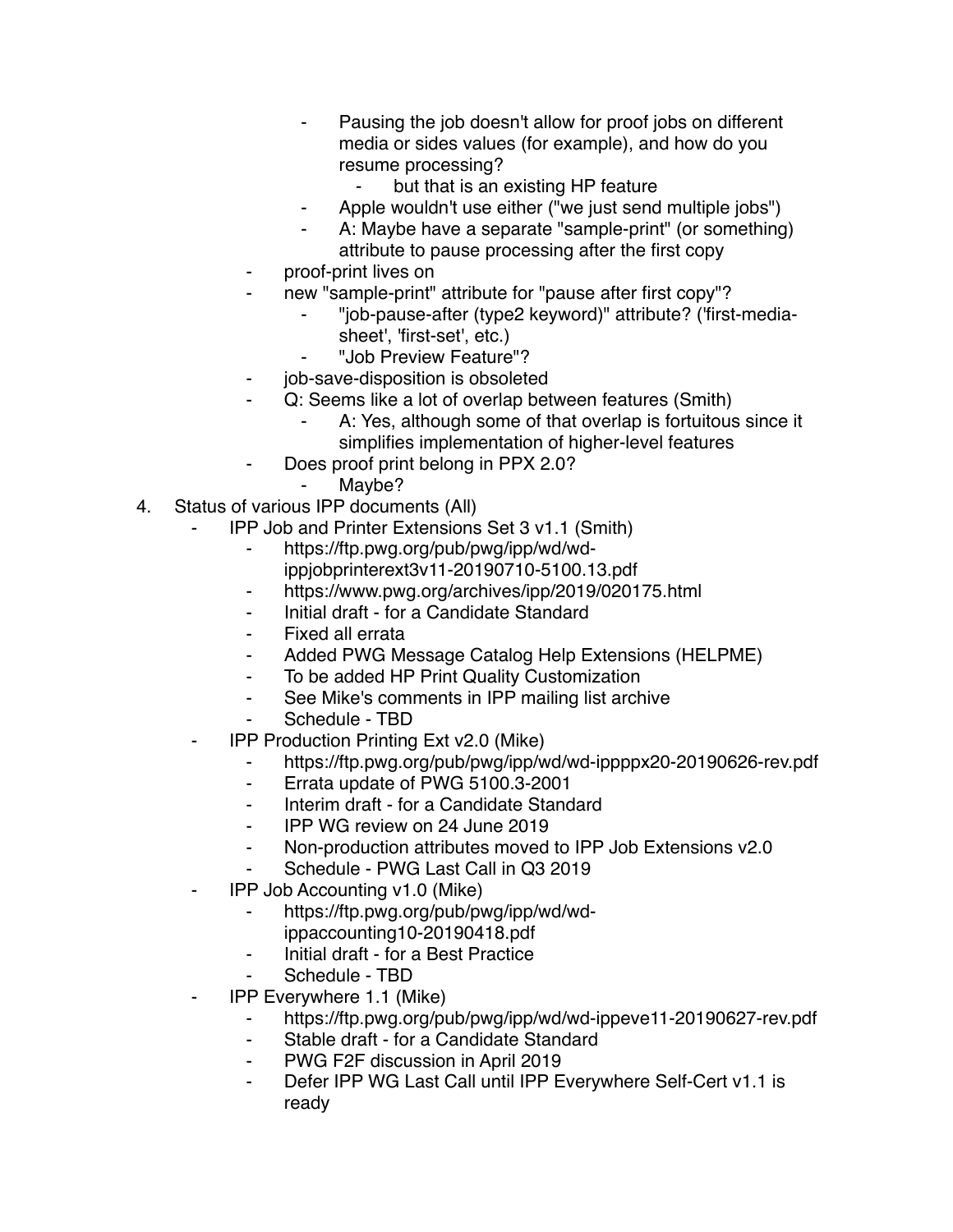- Pausing the job doesn't allow for proof jobs on different media or sides values (for example), and how do you resume processing?
            - but that is an existing HP feature
        - Apple wouldn't use either ("we just send multiple jobs")
        - A: Maybe have a separate "sample-print" (or something) attribute to pause processing after the first copy
    - proof-print lives on
    - new "sample-print" attribute for "pause after first copy"?
        - "job-pause-after (type2 keyword)" attribute? ('first-media-sheet', 'first-set', etc.)
        - "Job Preview Feature"?
    - job-save-disposition is obsoleted
    - Q: Seems like a lot of overlap between features (Smith)
        - A: Yes, although some of that overlap is fortuitous since it simplifies implementation of higher-level features
    - Does proof print belong in PPX 2.0?
        - Maybe?

4. Status of various IPP documents (All)
    - IPP Job and Printer Extensions Set 3 v1.1 (Smith)
        - https://ftp.pwg.org/pub/pwg/ipp/wd/wd-ippjobprinterext3v11-20190710-5100.13.pdf
        - https://www.pwg.org/archives/ipp/2019/020175.html
        - Initial draft - for a Candidate Standard
        - Fixed all errata
        - Added PWG Message Catalog Help Extensions (HELPME)
        - To be added HP Print Quality Customization
        - See Mike's comments in IPP mailing list archive
        - Schedule - TBD
    - IPP Production Printing Ext v2.0 (Mike)
        - https://ftp.pwg.org/pub/pwg/ipp/wd/wd-ippppx20-20190626-rev.pdf
        - Errata update of PWG 5100.3-2001
        - Interim draft - for a Candidate Standard
        - IPP WG review on 24 June 2019
        - Non-production attributes moved to IPP Job Extensions v2.0
        - Schedule - PWG Last Call in Q3 2019
    - IPP Job Accounting v1.0 (Mike)
        - https://ftp.pwg.org/pub/pwg/ipp/wd/wd-ippaccounting10-20190418.pdf
        - Initial draft - for a Best Practice
        - Schedule - TBD
    - IPP Everywhere 1.1 (Mike)
        - https://ftp.pwg.org/pub/pwg/ipp/wd/wd-ippeve11-20190627-rev.pdf
        - Stable draft - for a Candidate Standard
        - PWG F2F discussion in April 2019
        - Defer IPP WG Last Call until IPP Everywhere Self-Cert v1.1 is ready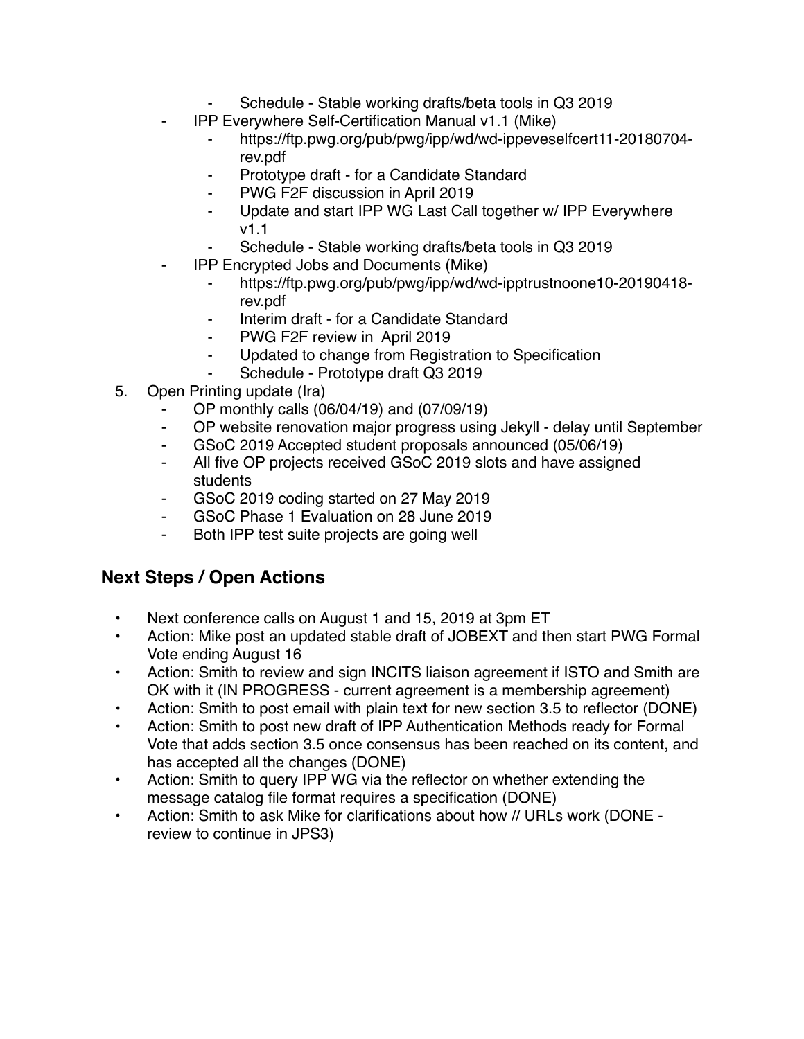- Schedule - Stable working drafts/beta tools in Q3 2019
    - IPP Everywhere Self-Certification Manual v1.1 (Mike)
        - https://ftp.pwg.org/pub/pwg/ipp/wd/wd-ippeveselfcert11-20180704-rev.pdf
        - Prototype draft - for a Candidate Standard
        - PWG F2F discussion in April 2019
        - Update and start IPP WG Last Call together w/ IPP Everywhere v1.1
        - Schedule - Stable working drafts/beta tools in Q3 2019
    - IPP Encrypted Jobs and Documents (Mike)
        - https://ftp.pwg.org/pub/pwg/ipp/wd/wd-ipptrustnoone10-20190418-rev.pdf
        - Interim draft - for a Candidate Standard
        - PWG F2F review in April 2019
        - Updated to change from Registration to Specification
        - Schedule - Prototype draft Q3 2019

5. Open Printing update (Ira)
    - OP monthly calls (06/04/19) and (07/09/19)
    - OP website renovation major progress using Jekyll - delay until September
    - GSoC 2019 Accepted student proposals announced (05/06/19)
    - All five OP projects received GSoC 2019 slots and have assigned students
    - GSoC 2019 coding started on 27 May 2019
    - GSoC Phase 1 Evaluation on 28 June 2019
    - Both IPP test suite projects are going well

## Next Steps / Open Actions

- Next conference calls on August 1 and 15, 2019 at 3pm ET
- Action: Mike post an updated stable draft of JOBEXT and then start PWG Formal Vote ending August 16
- Action: Smith to review and sign INCITS liaison agreement if ISTO and Smith are OK with it (IN PROGRESS - current agreement is a membership agreement)
- Action: Smith to post email with plain text for new section 3.5 to reflector (DONE)
- Action: Smith to post new draft of IPP Authentication Methods ready for Formal Vote that adds section 3.5 once consensus has been reached on its content, and has accepted all the changes (DONE)
- Action: Smith to query IPP WG via the reflector on whether extending the message catalog file format requires a specification (DONE)
- Action: Smith to ask Mike for clarifications about how // URLs work (DONE - review to continue in JPS3)